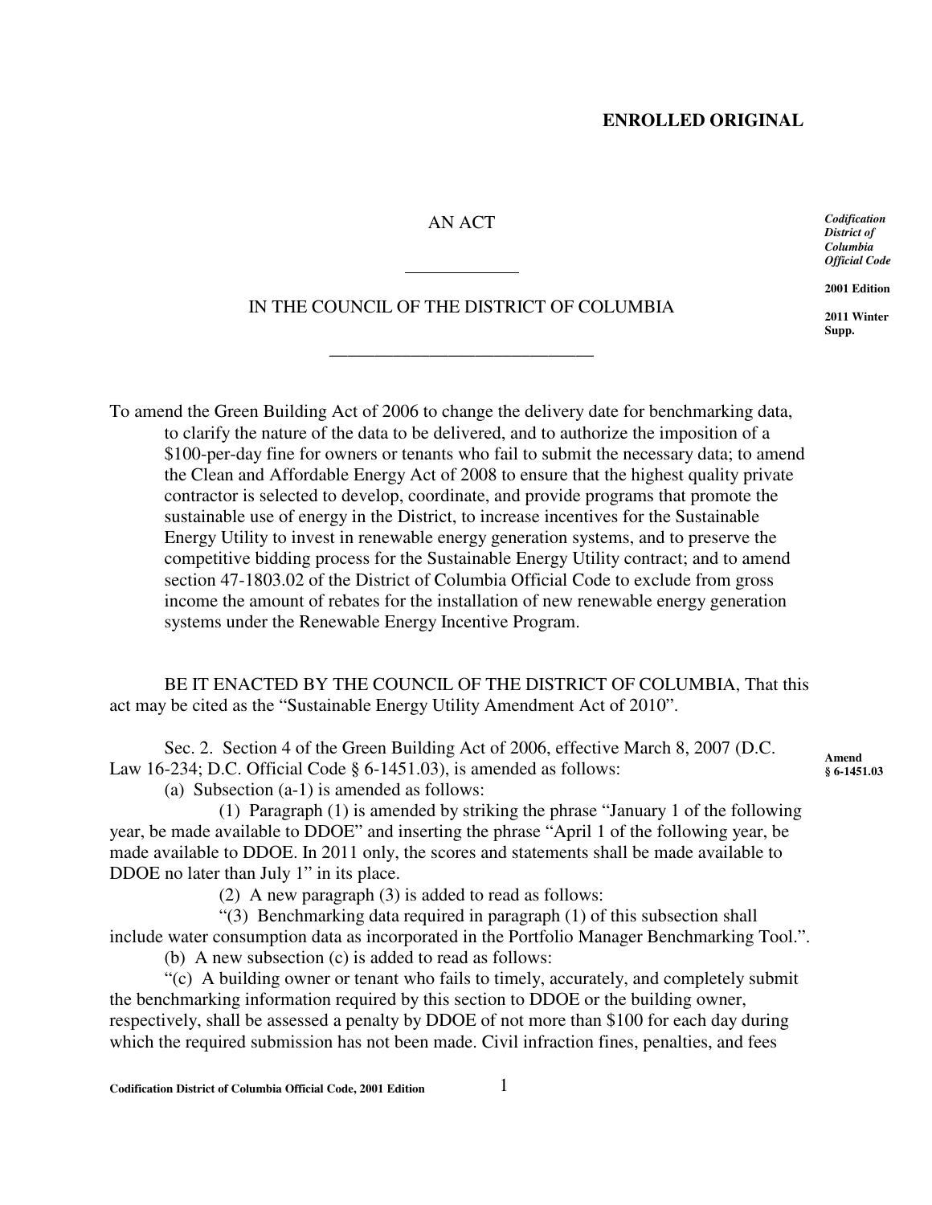**ENROLLED ORIGINAL**

*Codification District of Columbia Official Code*

**2001 Edition**

**2011 Winter Supp.**

AN ACT

\_\_\_\_\_\_\_\_\_\_\_\_

IN THE COUNCIL OF THE DISTRICT OF COLUMBIA

\_\_\_\_\_\_\_\_\_\_\_\_\_\_\_\_\_\_\_\_\_\_\_\_\_\_\_\_\_

To amend the Green Building Act of 2006 to change the delivery date for benchmarking data, to clarify the nature of the data to be delivered, and to authorize the imposition of a $100-per-day fine for owners or tenants who fail to submit the necessary data; to amend the Clean and Affordable Energy Act of 2008 to ensure that the highest quality private contractor is selected to develop, coordinate, and provide programs that promote the sustainable use of energy in the District, to increase incentives for the Sustainable Energy Utility to invest in renewable energy generation systems, and to preserve the competitive bidding process for the Sustainable Energy Utility contract; and to amend section 47-1803.02 of the District of Columbia Official Code to exclude from gross income the amount of rebates for the installation of new renewable energy generation systems under the Renewable Energy Incentive Program.

BE IT ENACTED BY THE COUNCIL OF THE DISTRICT OF COLUMBIA, That this act may be cited as the "Sustainable Energy Utility Amendment Act of 2010".

**Amend § 6-1451.03**

Sec. 2. Section 4 of the Green Building Act of 2006, effective March 8, 2007 (D.C. Law 16-234; D.C. Official Code § 6-1451.03), is amended as follows:

(a) Subsection (a-1) is amended as follows:

(1) Paragraph (1) is amended by striking the phrase "January 1 of the following year, be made available to DDOE" and inserting the phrase "April 1 of the following year, be made available to DDOE. In 2011 only, the scores and statements shall be made available to DDOE no later than July 1" in its place.

(2) A new paragraph (3) is added to read as follows:

"(3) Benchmarking data required in paragraph (1) of this subsection shall include water consumption data as incorporated in the Portfolio Manager Benchmarking Tool.".

(b) A new subsection (c) is added to read as follows:

"(c) A building owner or tenant who fails to timely, accurately, and completely submit the benchmarking information required by this section to DDOE or the building owner, respectively, shall be assessed a penalty by DDOE of not more than $100 for each day during which the required submission has not been made. Civil infraction fines, penalties, and fees

**Codification District of Columbia Official Code, 2001 Edition**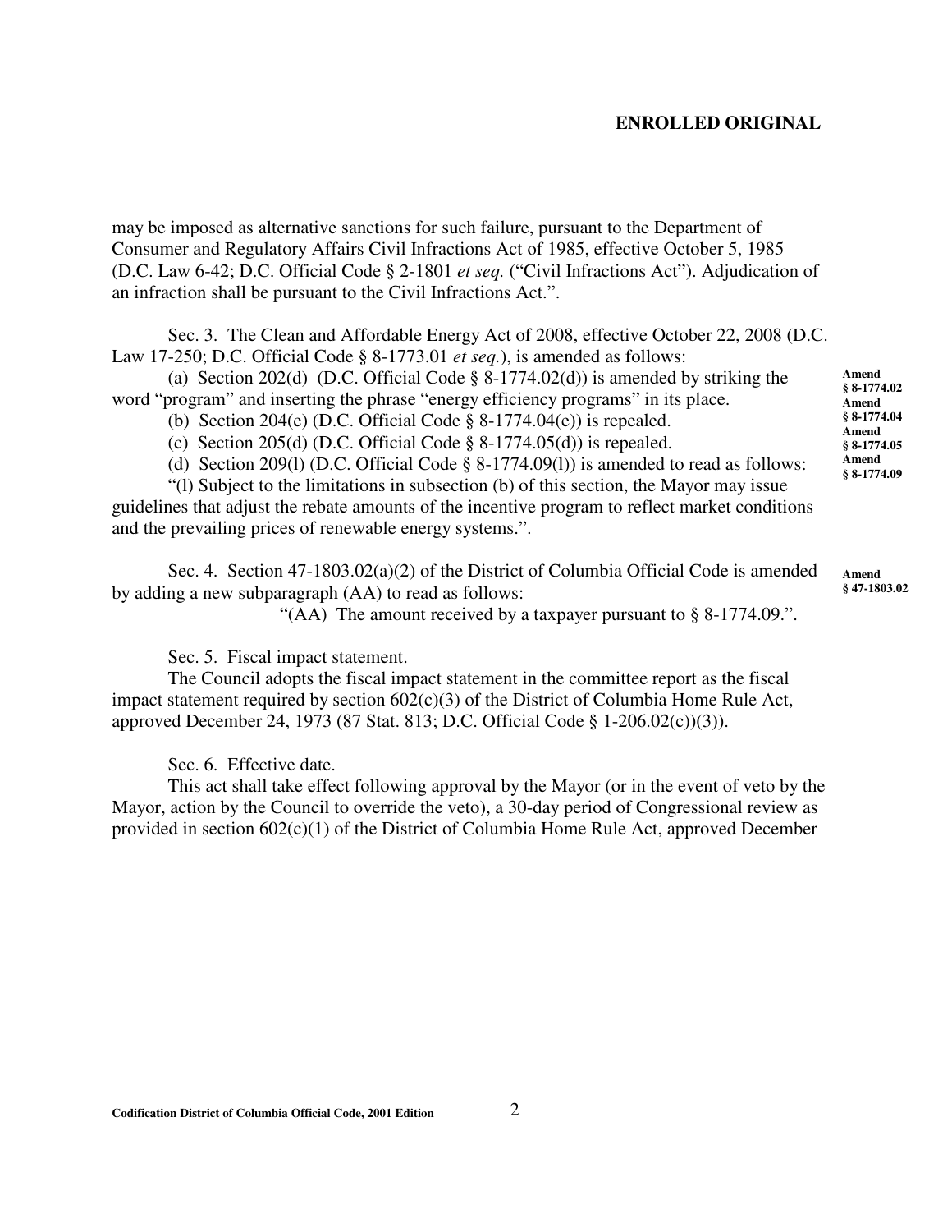may be imposed as alternative sanctions for such failure, pursuant to the Department of Consumer and Regulatory Affairs Civil Infractions Act of 1985, effective October 5, 1985 (D.C. Law 6-42; D.C. Official Code § 2-1801 *et seq.* ("Civil Infractions Act"). Adjudication of an infraction shall be pursuant to the Civil Infractions Act.".

Sec. 3. The Clean and Affordable Energy Act of 2008, effective October 22, 2008 (D.C. Law 17-250; D.C. Official Code § 8-1773.01 *et seq.*), is amended as follows:

**Amend § 8-1774.02**
**Amend § 8-1774.04**
**Amend § 8-1774.05**
**Amend § 8-1774.09**

(a) Section 202(d) (D.C. Official Code § 8-1774.02(d)) is amended by striking the word "program" and inserting the phrase "energy efficiency programs" in its place.

(b) Section 204(e) (D.C. Official Code § 8-1774.04(e)) is repealed.

(c) Section 205(d) (D.C. Official Code § 8-1774.05(d)) is repealed.

(d) Section 209(l) (D.C. Official Code § 8-1774.09(l)) is amended to read as follows:

"(l) Subject to the limitations in subsection (b) of this section, the Mayor may issue guidelines that adjust the rebate amounts of the incentive program to reflect market conditions and the prevailing prices of renewable energy systems.".

**Amend § 47-1803.02**

Sec. 4. Section 47-1803.02(a)(2) of the District of Columbia Official Code is amended by adding a new subparagraph (AA) to read as follows:

"(AA) The amount received by a taxpayer pursuant to § 8-1774.09.".

Sec. 5. Fiscal impact statement.

The Council adopts the fiscal impact statement in the committee report as the fiscal impact statement required by section 602(c)(3) of the District of Columbia Home Rule Act, approved December 24, 1973 (87 Stat. 813; D.C. Official Code § 1-206.02(c))(3)).

Sec. 6. Effective date.

This act shall take effect following approval by the Mayor (or in the event of veto by the Mayor, action by the Council to override the veto), a 30-day period of Congressional review as provided in section 602(c)(1) of the District of Columbia Home Rule Act, approved December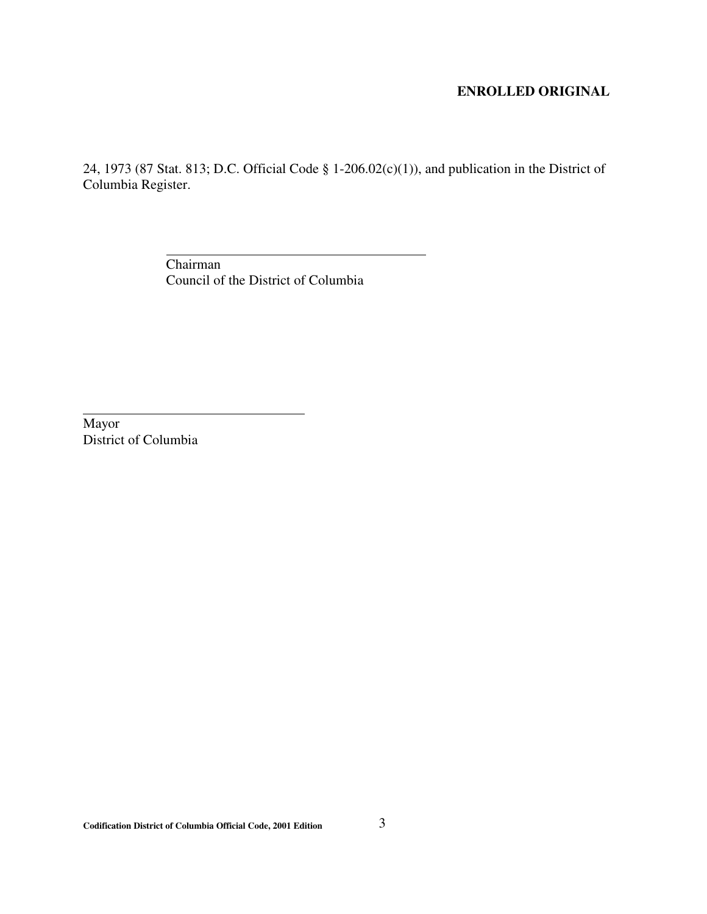24, 1973 (87 Stat. 813; D.C. Official Code § 1-206.02(c)(1)), and publication in the District of Columbia Register.

\_\_\_\_\_\_\_\_\_\_\_\_\_\_\_\_\_\_\_\_\_\_\_\_\_\_\_\_\_\_\_\_\_\_\_\_\_\_\_\_

Chairman
Council of the District of Columbia

\_\_\_\_\_\_\_\_\_\_\_\_\_\_\_\_\_\_\_\_\_\_\_\_\_\_\_\_\_\_\_\_\_\_\_\_

Mayor
District of Columbia